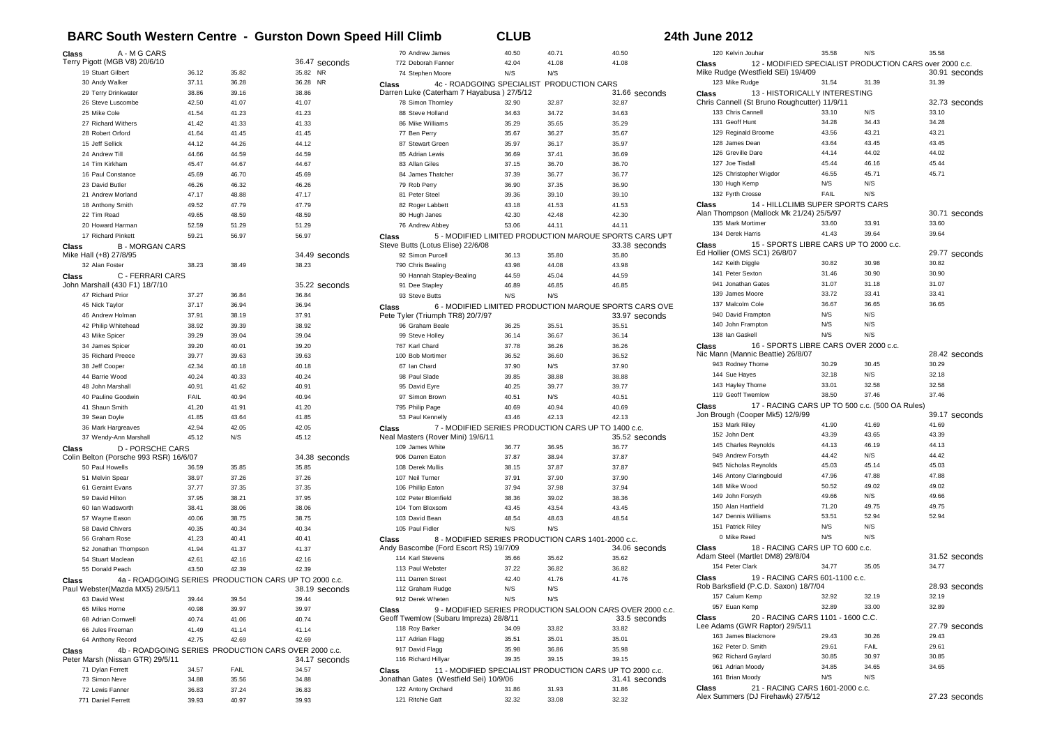# BARC South Western Centre - Gurston Down Speed Hill Climb — CLUB — 24th June 2012

**Class A - M G CARS**
Terry Pigott (MGB V8) 20/6/10 — 36.47 seconds

| Driver | Run 1 | Run 2 | Best | |
|---|---|---|---|---|
| 19 Stuart Gilbert | 36.12 | 35.82 | 35.82 | NR |
| 30 Andy Walker | 37.11 | 36.28 | 36.28 | NR |
| 29 Terry Drinkwater | 38.86 | 39.16 | 38.86 | |
| 26 Steve Luscombe | 42.50 | 41.07 | 41.07 | |
| 25 Mike Cole | 41.54 | 41.23 | 41.23 | |
| 27 Richard Withers | 41.42 | 41.33 | 41.33 | |
| 28 Robert Orford | 41.64 | 41.45 | 41.45 | |
| 15 Jeff Sellick | 44.12 | 44.26 | 44.12 | |
| 24 Andrew Till | 44.66 | 44.59 | 44.59 | |
| 14 Tim Kirkham | 45.47 | 44.67 | 44.67 | |
| 16 Paul Constance | 45.69 | 46.70 | 45.69 | |
| 23 David Butler | 46.26 | 46.32 | 46.26 | |
| 21 Andrew Morland | 47.17 | 48.88 | 47.17 | |
| 18 Anthony Smith | 49.52 | 47.79 | 47.79 | |
| 22 Tim Read | 49.65 | 48.59 | 48.59 | |
| 20 Howard Harman | 52.59 | 51.29 | 51.29 | |
| 17 Richard Pinkett | 59.21 | 56.97 | 56.97 | |

**Class B - MORGAN CARS**
Mike Hall (+8) 27/8/95 — 34.49 seconds

| Driver | Run 1 | Run 2 | Best |
|---|---|---|---|
| 32 Alan Foster | 38.23 | 38.49 | 38.23 |

**Class C - FERRARI CARS**
John Marshall (430 F1) 18/7/10 — 35.22 seconds

| Driver | Run 1 | Run 2 | Best |
|---|---|---|---|
| 47 Richard Prior | 37.27 | 36.84 | 36.84 |
| 45 Nick Taylor | 37.17 | 36.94 | 36.94 |
| 46 Andrew Holman | 37.91 | 38.19 | 37.91 |
| 42 Philip Whitehead | 38.92 | 39.39 | 38.92 |
| 43 Mike Spicer | 39.29 | 39.04 | 39.04 |
| 34 James Spicer | 39.20 | 40.01 | 39.20 |
| 35 Richard Preece | 39.77 | 39.63 | 39.63 |
| 38 Jeff Cooper | 42.34 | 40.18 | 40.18 |
| 44 Barrie Wood | 40.24 | 40.33 | 40.24 |
| 48 John Marshall | 40.91 | 41.62 | 40.91 |
| 40 Pauline Goodwin | FAIL | 40.94 | 40.94 |
| 41 Shaun Smith | 41.20 | 41.91 | 41.20 |
| 39 Sean Doyle | 41.85 | 43.64 | 41.85 |
| 36 Mark Hargreaves | 42.94 | 42.05 | 42.05 |
| 37 Wendy-Ann Marshall | 45.12 | N/S | 45.12 |

**Class D - PORSCHE CARS**
Colin Belton (Porsche 993 RSR) 16/6/07 — 34.38 seconds

| Driver | Run 1 | Run 2 | Best |
|---|---|---|---|
| 50 Paul Howells | 36.59 | 35.85 | 35.85 |
| 51 Melvin Spear | 38.97 | 37.26 | 37.26 |
| 61 Geraint Evans | 37.77 | 37.35 | 37.35 |
| 59 David Hilton | 37.95 | 38.21 | 37.95 |
| 60 Ian Wadsworth | 38.41 | 38.06 | 38.06 |
| 57 Wayne Eason | 40.06 | 38.75 | 38.75 |
| 58 David Chivers | 40.35 | 40.34 | 40.34 |
| 56 Graham Rose | 41.23 | 40.41 | 40.41 |
| 52 Jonathan Thompson | 41.94 | 41.37 | 41.37 |
| 54 Stuart Maclean | 42.61 | 42.16 | 42.16 |
| 55 Donald Peach | 43.50 | 42.39 | 42.39 |

**Class 4a - ROADGOING SERIES PRODUCTION CARS UP TO 2000 c.c.**
Paul Webster(Mazda MX5) 29/5/11 — 38.19 seconds

| Driver | Run 1 | Run 2 | Best |
|---|---|---|---|
| 63 David West | 39.44 | 39.54 | 39.44 |
| 65 Miles Horne | 40.98 | 39.97 | 39.97 |
| 68 Adrian Cornwell | 40.74 | 41.06 | 40.74 |
| 66 Jules Freeman | 41.49 | 41.14 | 41.14 |
| 64 Anthony Record | 42.75 | 42.69 | 42.69 |

**Class 4b - ROADGOING SERIES PRODUCTION CARS OVER 2000 c.c.**
Peter Marsh (Nissan GTR) 29/5/11 — 34.17 seconds

| Driver | Run 1 | Run 2 | Best |
|---|---|---|---|
| 71 Dylan Ferrett | 34.57 | FAIL | 34.57 |
| 73 Simon Neve | 34.88 | 35.56 | 34.88 |
| 72 Lewis Fanner | 36.83 | 37.24 | 36.83 |
| 771 Daniel Ferrett | 39.93 | 40.97 | 39.93 |
| 70 Andrew James | 40.50 | 40.71 | 40.50 |
| 772 Deborah Fanner | 42.04 | 41.08 | 41.08 |
| 74 Stephen Moore | N/S | N/S | |

**Class 4c - ROADGOING SPECIALIST PRODUCTION CARS**
Darren Luke (Caterham 7 Hayabusa ) 27/5/12 — 31.66 seconds

| Driver | Run 1 | Run 2 | Best |
|---|---|---|---|
| 78 Simon Thornley | 32.90 | 32.87 | 32.87 |
| 88 Steve Holland | 34.63 | 34.72 | 34.63 |
| 86 Mike Williams | 35.29 | 35.65 | 35.29 |
| 77 Ben Perry | 35.67 | 36.27 | 35.67 |
| 87 Stewart Green | 35.97 | 36.17 | 35.97 |
| 85 Adrian Lewis | 36.69 | 37.41 | 36.69 |
| 83 Allan Giles | 37.15 | 36.70 | 36.70 |
| 84 James Thatcher | 37.39 | 36.77 | 36.77 |
| 79 Rob Perry | 36.90 | 37.35 | 36.90 |
| 81 Peter Steel | 39.36 | 39.10 | 39.10 |
| 82 Roger Labbett | 43.18 | 41.53 | 41.53 |
| 80 Hugh Janes | 42.30 | 42.48 | 42.30 |
| 76 Andrew Abbey | 53.06 | 44.11 | 44.11 |

**Class 5 - MODIFIED LIMITED PRODUCTION MARQUE SPORTS CARS UPT**
Steve Butts (Lotus Elise) 22/6/08 — 33.38 seconds

| Driver | Run 1 | Run 2 | Best |
|---|---|---|---|
| 92 Simon Purcell | 36.13 | 35.80 | 35.80 |
| 790 Chris Bealing | 43.98 | 44.08 | 43.98 |
| 90 Hannah Stapley-Bealing | 44.59 | 45.04 | 44.59 |
| 91 Dee Stapley | 46.89 | 46.85 | 46.85 |
| 93 Steve Butts | N/S | N/S | |

**Class 6 - MODIFIED LIMITED PRODUCTION MARQUE SPORTS CARS OVE**
Pete Tyler (Triumph TR8) 20/7/97 — 33.97 seconds

| Driver | Run 1 | Run 2 | Best |
|---|---|---|---|
| 96 Graham Beale | 36.25 | 35.51 | 35.51 |
| 99 Steve Holley | 36.14 | 36.67 | 36.14 |
| 767 Karl Chard | 37.78 | 36.26 | 36.26 |
| 100 Bob Mortimer | 36.52 | 36.60 | 36.52 |
| 67 Ian Chard | 37.90 | N/S | 37.90 |
| 98 Paul Slade | 39.85 | 38.88 | 38.88 |
| 95 David Eyre | 40.25 | 39.77 | 39.77 |
| 97 Simon Brown | 40.51 | N/S | 40.51 |
| 795 Philip Page | 40.69 | 40.94 | 40.69 |
| 53 Paul Kennelly | 43.46 | 42.13 | 42.13 |

**Class 7 - MODIFIED SERIES PRODUCTION CARS UP TO 1400 c.c.**
Neal Masters (Rover Mini) 19/6/11 — 35.52 seconds

| Driver | Run 1 | Run 2 | Best |
|---|---|---|---|
| 109 James White | 36.77 | 36.95 | 36.77 |
| 906 Darren Eaton | 37.87 | 38.94 | 37.87 |
| 108 Derek Mullis | 38.15 | 37.87 | 37.87 |
| 107 Neil Turner | 37.91 | 37.90 | 37.90 |
| 106 Phillip Eaton | 37.94 | 37.98 | 37.94 |
| 102 Peter Blomfield | 38.36 | 39.02 | 38.36 |
| 104 Tom Bloxsom | 43.45 | 43.54 | 43.45 |
| 103 David Bean | 48.54 | 48.63 | 48.54 |
| 105 Paul Fidler | N/S | N/S | |

**Class 8 - MODIFIED SERIES PRODUCTION CARS 1401-2000 c.c.**
Andy Bascombe (Ford Escort RS) 19/7/09 — 34.06 seconds

| Driver | Run 1 | Run 2 | Best |
|---|---|---|---|
| 114 Karl Stevens | 35.66 | 35.62 | 35.62 |
| 113 Paul Webster | 37.22 | 36.82 | 36.82 |
| 111 Darren Street | 42.40 | 41.76 | 41.76 |
| 112 Graham Rudge | N/S | N/S | |
| 912 Derek Wheten | N/S | N/S | |

**Class 9 - MODIFIED SERIES PRODUCTION SALOON CARS OVER 2000 c.c.**
Geoff Twemlow (Subaru Impreza) 28/8/11 — 33.5 seconds

| Driver | Run 1 | Run 2 | Best |
|---|---|---|---|
| 118 Roy Barker | 34.09 | 33.82 | 33.82 |
| 117 Adrian Flagg | 35.51 | 35.01 | 35.01 |
| 917 David Flagg | 35.98 | 36.86 | 35.98 |
| 116 Richard Hillyar | 39.35 | 39.15 | 39.15 |

**Class 11 - MODIFIED SPECIALIST PRODUCTION CARS UP TO 2000 c.c.**
Jonathan Gates (Westfield Sei) 10/9/06 — 31.41 seconds

| Driver | Run 1 | Run 2 | Best |
|---|---|---|---|
| 122 Antony Orchard | 31.86 | 31.93 | 31.86 |
| 121 Ritchie Gatt | 32.32 | 33.08 | 32.32 |
| 120 Kelvin Jouhar | 35.58 | N/S | 35.58 |

**Class 12 - MODIFIED SPECIALIST PRODUCTION CARS over 2000 c.c.**
Mike Rudge (Westfield SEi) 19/4/09 — 30.91 seconds

| Driver | Run 1 | Run 2 | Best |
|---|---|---|---|
| 123 Mike Rudge | 31.54 | 31.39 | 31.39 |

**Class 13 - HISTORICALLY INTERESTING**
Chris Cannell (St Bruno Roughcutter) 11/9/11 — 32.73 seconds

| Driver | Run 1 | Run 2 | Best |
|---|---|---|---|
| 133 Chris Cannell | 33.10 | N/S | 33.10 |
| 131 Geoff Hunt | 34.28 | 34.43 | 34.28 |
| 129 Reginald Broome | 43.56 | 43.21 | 43.21 |
| 128 James Dean | 43.64 | 43.45 | 43.45 |
| 126 Greville Dare | 44.14 | 44.02 | 44.02 |
| 127 Joe Tisdall | 45.44 | 46.16 | 45.44 |
| 125 Christopher Wigdor | 46.55 | 45.71 | 45.71 |
| 130 Hugh Kemp | N/S | N/S | |
| 132 Fyrth Crosse | FAIL | N/S | |

**Class 14 - HILLCLIMB SUPER SPORTS CARS**
Alan Thompson (Mallock Mk 21/24) 25/5/97 — 30.71 seconds

| Driver | Run 1 | Run 2 | Best |
|---|---|---|---|
| 135 Mark Mortimer | 33.60 | 33.91 | 33.60 |
| 134 Derek Harris | 41.43 | 39.64 | 39.64 |

**Class 15 - SPORTS LIBRE CARS UP TO 2000 c.c.**
Ed Hollier (OMS SC1) 26/8/07 — 29.77 seconds

| Driver | Run 1 | Run 2 | Best |
|---|---|---|---|
| 142 Keith Diggle | 30.82 | 30.98 | 30.82 |
| 141 Peter Sexton | 31.46 | 30.90 | 30.90 |
| 941 Jonathan Gates | 31.07 | 31.18 | 31.07 |
| 139 James Moore | 33.72 | 33.41 | 33.41 |
| 137 Malcolm Cole | 36.67 | 36.65 | 36.65 |
| 940 David Frampton | N/S | N/S | |
| 140 John Frampton | N/S | N/S | |
| 138 Ian Gaskell | N/S | N/S | |

**Class 16 - SPORTS LIBRE CARS OVER 2000 c.c.**
Nic Mann (Mannic Beattie) 26/8/07 — 28.42 seconds

| Driver | Run 1 | Run 2 | Best |
|---|---|---|---|
| 943 Rodney Thorne | 30.29 | 30.45 | 30.29 |
| 144 Sue Hayes | 32.18 | N/S | 32.18 |
| 143 Hayley Thorne | 33.01 | 32.58 | 32.58 |
| 119 Geoff Twemlow | 38.50 | 37.46 | 37.46 |

**Class 17 - RACING CARS UP TO 500 c.c. (500 OA Rules)**
Jon Brough (Cooper Mk5) 12/9/99 — 39.17 seconds

| Driver | Run 1 | Run 2 | Best |
|---|---|---|---|
| 153 Mark Riley | 41.90 | 41.69 | 41.69 |
| 152 John Dent | 43.39 | 43.65 | 43.39 |
| 145 Charles Reynolds | 44.13 | 46.19 | 44.13 |
| 949 Andrew Forsyth | 44.42 | N/S | 44.42 |
| 945 Nicholas Reynolds | 45.03 | 45.14 | 45.03 |
| 146 Antony Claringbould | 47.96 | 47.88 | 47.88 |
| 148 Mike Wood | 50.52 | 49.02 | 49.02 |
| 149 John Forsyth | 49.66 | N/S | 49.66 |
| 150 Alan Hartfield | 71.20 | 49.75 | 49.75 |
| 147 Dennis Williams | 53.51 | 52.94 | 52.94 |
| 151 Patrick Riley | N/S | N/S | |
| 0 Mike Reed | N/S | N/S | |

**Class 18 - RACING CARS UP TO 600 c.c.**
Adam Steel (Martlet DM8) 29/8/04 — 31.52 seconds

| Driver | Run 1 | Run 2 | Best |
|---|---|---|---|
| 154 Peter Clark | 34.77 | 35.05 | 34.77 |

**Class 19 - RACING CARS 601-1100 c.c.**
Rob Barksfield (P.C.D. Saxon) 18/7/04 — 28.93 seconds

| Driver | Run 1 | Run 2 | Best |
|---|---|---|---|
| 157 Calum Kemp | 32.92 | 32.19 | 32.19 |
| 957 Euan Kemp | 32.89 | 33.00 | 32.89 |

**Class 20 - RACING CARS 1101 - 1600 C.C.**
Lee Adams (GWR Raptor) 29/5/11 — 27.79 seconds

| Driver | Run 1 | Run 2 | Best |
|---|---|---|---|
| 163 James Blackmore | 29.43 | 30.26 | 29.43 |
| 162 Peter D. Smith | 29.61 | FAIL | 29.61 |
| 962 Richard Gaylard | 30.85 | 30.97 | 30.85 |
| 961 Adrian Moody | 34.85 | 34.65 | 34.65 |
| 161 Brian Moody | N/S | N/S | |

**Class 21 - RACING CARS 1601-2000 c.c.**
Alex Summers (DJ Firehawk) 27/5/12 — 27.23 seconds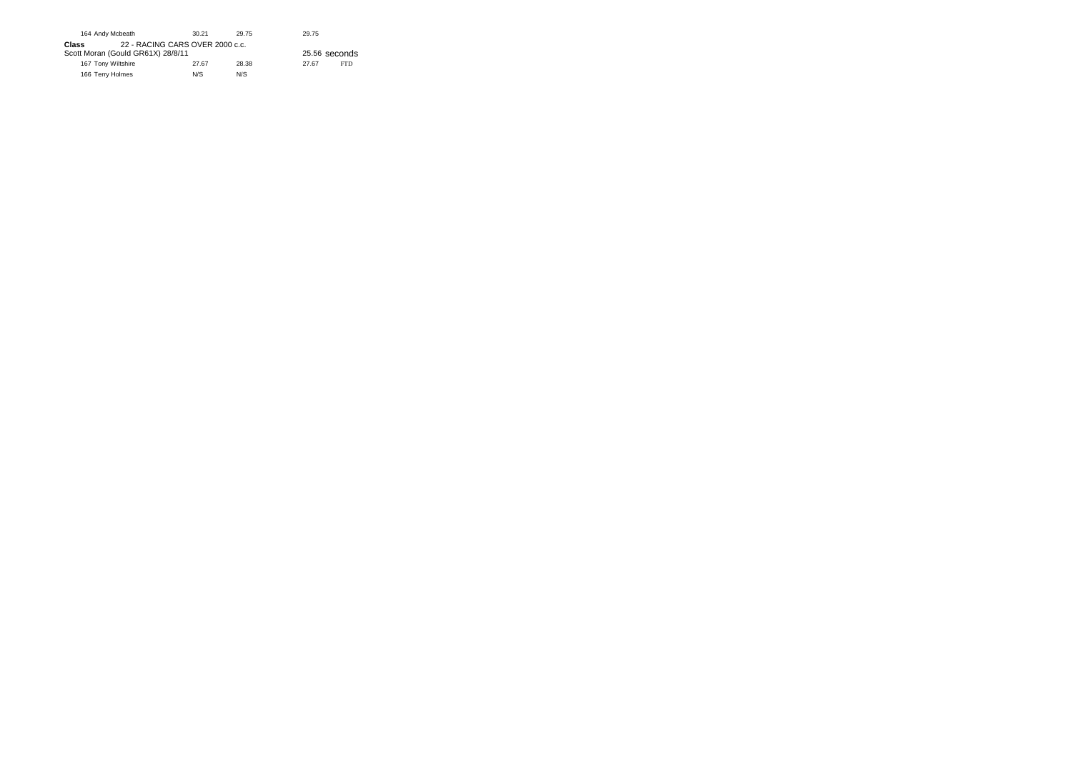| | | | | |
|---|---|---|---|---|
| 164 Andy Mcbeath | 30.21 | 29.75 | 29.75 | |

**Class** 22 - RACING CARS OVER 2000 c.c.

Scott Moran (Gould GR61X) 28/8/11 25.56 seconds

| | | | | |
|---|---|---|---|---|
| 167 Tony Wiltshire | 27.67 | 28.38 | 27.67 | FTD |
| 166 Terry Holmes | N/S | N/S | | |